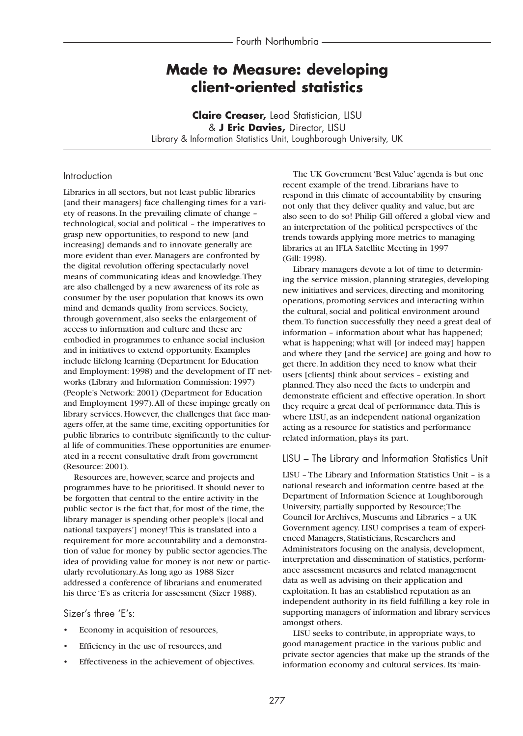# Made to Measure: developing client-oriented statistics

**Claire Creaser,** Lead Statistician, LISU
& **J Eric Davies,** Director, LISU
Library & Information Statistics Unit, Loughborough University, UK

## Introduction

Libraries in all sectors, but not least public libraries [and their managers] face challenging times for a variety of reasons. In the prevailing climate of change – technological, social and political – the imperatives to grasp new opportunities, to respond to new [and increasing] demands and to innovate generally are more evident than ever. Managers are confronted by the digital revolution offering spectacularly novel means of communicating ideas and knowledge. They are also challenged by a new awareness of its role as consumer by the user population that knows its own mind and demands quality from services. Society, through government, also seeks the enlargement of access to information and culture and these are embodied in programmes to enhance social inclusion and in initiatives to extend opportunity. Examples include lifelong learning (Department for Education and Employment: 1998) and the development of IT networks (Library and Information Commission: 1997) (People's Network: 2001) (Department for Education and Employment 1997). All of these impinge greatly on library services. However, the challenges that face managers offer, at the same time, exciting opportunities for public libraries to contribute significantly to the cultural life of communities. These opportunities are enumerated in a recent consultative draft from government (Resource: 2001).

Resources are, however, scarce and projects and programmes have to be prioritised. It should never to be forgotten that central to the entire activity in the public sector is the fact that, for most of the time, the library manager is spending other people's [local and national taxpayers'] money! This is translated into a requirement for more accountability and a demonstration of value for money by public sector agencies. The idea of providing value for money is not new or particularly revolutionary. As long ago as 1988 Sizer addressed a conference of librarians and enumerated his three 'E's as criteria for assessment (Sizer 1988).

### Sizer's three 'E's:

- Economy in acquisition of resources,
- Efficiency in the use of resources, and
- Effectiveness in the achievement of objectives.

The UK Government 'Best Value' agenda is but one recent example of the trend. Librarians have to respond in this climate of accountability by ensuring not only that they deliver quality and value, but are also seen to do so! Philip Gill offered a global view and an interpretation of the political perspectives of the trends towards applying more metrics to managing libraries at an IFLA Satellite Meeting in 1997 (Gill: 1998).

Library managers devote a lot of time to determining the service mission, planning strategies, developing new initiatives and services, directing and monitoring operations, promoting services and interacting within the cultural, social and political environment around them. To function successfully they need a great deal of information – information about what has happened; what is happening; what will [or indeed may] happen and where they [and the service] are going and how to get there. In addition they need to know what their users [clients] think about services – existing and planned. They also need the facts to underpin and demonstrate efficient and effective operation. In short they require a great deal of performance data. This is where LISU, as an independent national organization acting as a resource for statistics and performance related information, plays its part.

## LISU – The Library and Information Statistics Unit

LISU – The Library and Information Statistics Unit – is a national research and information centre based at the Department of Information Science at Loughborough University, partially supported by Resource; The Council for Archives, Museums and Libraries – a UK Government agency. LISU comprises a team of experienced Managers, Statisticians, Researchers and Administrators focusing on the analysis, development, interpretation and dissemination of statistics, performance assessment measures and related management data as well as advising on their application and exploitation. It has an established reputation as an independent authority in its field fulfilling a key role in supporting managers of information and library services amongst others.

LISU seeks to contribute, in appropriate ways, to good management practice in the various public and private sector agencies that make up the strands of the information economy and cultural services. Its 'main-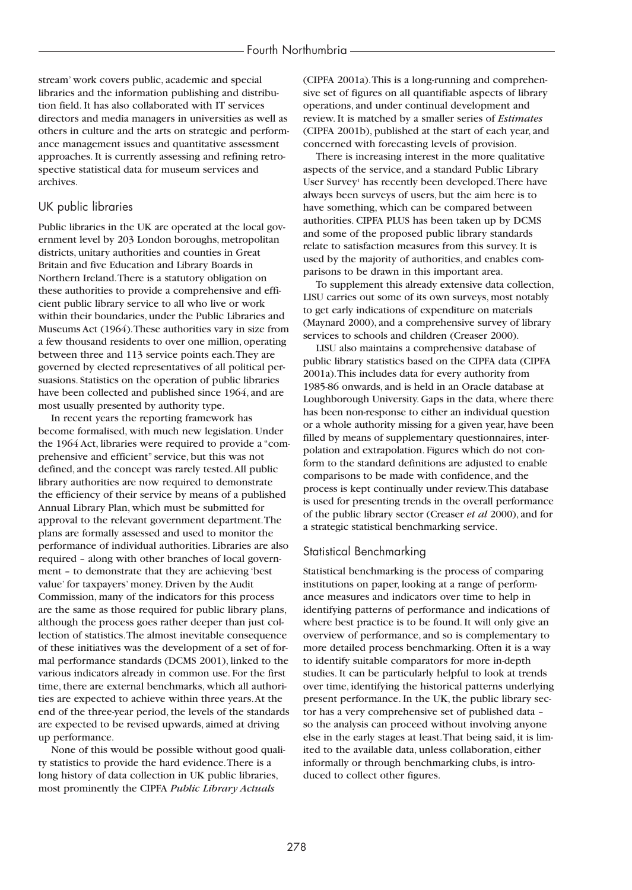stream' work covers public, academic and special libraries and the information publishing and distribution field. It has also collaborated with IT services directors and media managers in universities as well as others in culture and the arts on strategic and performance management issues and quantitative assessment approaches. It is currently assessing and refining retrospective statistical data for museum services and archives.

## UK public libraries

Public libraries in the UK are operated at the local government level by 203 London boroughs, metropolitan districts, unitary authorities and counties in Great Britain and five Education and Library Boards in Northern Ireland. There is a statutory obligation on these authorities to provide a comprehensive and efficient public library service to all who live or work within their boundaries, under the Public Libraries and Museums Act (1964). These authorities vary in size from a few thousand residents to over one million, operating between three and 113 service points each. They are governed by elected representatives of all political persuasions. Statistics on the operation of public libraries have been collected and published since 1964, and are most usually presented by authority type.

In recent years the reporting framework has become formalised, with much new legislation. Under the 1964 Act, libraries were required to provide a "comprehensive and efficient" service, but this was not defined, and the concept was rarely tested. All public library authorities are now required to demonstrate the efficiency of their service by means of a published Annual Library Plan, which must be submitted for approval to the relevant government department. The plans are formally assessed and used to monitor the performance of individual authorities. Libraries are also required – along with other branches of local government – to demonstrate that they are achieving 'best value' for taxpayers' money. Driven by the Audit Commission, many of the indicators for this process are the same as those required for public library plans, although the process goes rather deeper than just collection of statistics. The almost inevitable consequence of these initiatives was the development of a set of formal performance standards (DCMS 2001), linked to the various indicators already in common use. For the first time, there are external benchmarks, which all authorities are expected to achieve within three years. At the end of the three-year period, the levels of the standards are expected to be revised upwards, aimed at driving up performance.

None of this would be possible without good quality statistics to provide the hard evidence. There is a long history of data collection in UK public libraries, most prominently the CIPFA *Public Library Actuals* (CIPFA 2001a). This is a long-running and comprehensive set of figures on all quantifiable aspects of library operations, and under continual development and review. It is matched by a smaller series of *Estimates* (CIPFA 2001b), published at the start of each year, and concerned with forecasting levels of provision.

There is increasing interest in the more qualitative aspects of the service, and a standard Public Library User Survey[1] has recently been developed. There have always been surveys of users, but the aim here is to have something, which can be compared between authorities. CIPFA PLUS has been taken up by DCMS and some of the proposed public library standards relate to satisfaction measures from this survey. It is used by the majority of authorities, and enables comparisons to be drawn in this important area.

To supplement this already extensive data collection, LISU carries out some of its own surveys, most notably to get early indications of expenditure on materials (Maynard 2000), and a comprehensive survey of library services to schools and children (Creaser 2000).

LISU also maintains a comprehensive database of public library statistics based on the CIPFA data (CIPFA 2001a). This includes data for every authority from 1985-86 onwards, and is held in an Oracle database at Loughborough University. Gaps in the data, where there has been non-response to either an individual question or a whole authority missing for a given year, have been filled by means of supplementary questionnaires, interpolation and extrapolation. Figures which do not conform to the standard definitions are adjusted to enable comparisons to be made with confidence, and the process is kept continually under review. This database is used for presenting trends in the overall performance of the public library sector (Creaser *et al* 2000), and for a strategic statistical benchmarking service.

## Statistical Benchmarking

Statistical benchmarking is the process of comparing institutions on paper, looking at a range of performance measures and indicators over time to help in identifying patterns of performance and indications of where best practice is to be found. It will only give an overview of performance, and so is complementary to more detailed process benchmarking. Often it is a way to identify suitable comparators for more in-depth studies. It can be particularly helpful to look at trends over time, identifying the historical patterns underlying present performance. In the UK, the public library sector has a very comprehensive set of published data – so the analysis can proceed without involving anyone else in the early stages at least. That being said, it is limited to the available data, unless collaboration, either informally or through benchmarking clubs, is introduced to collect other figures.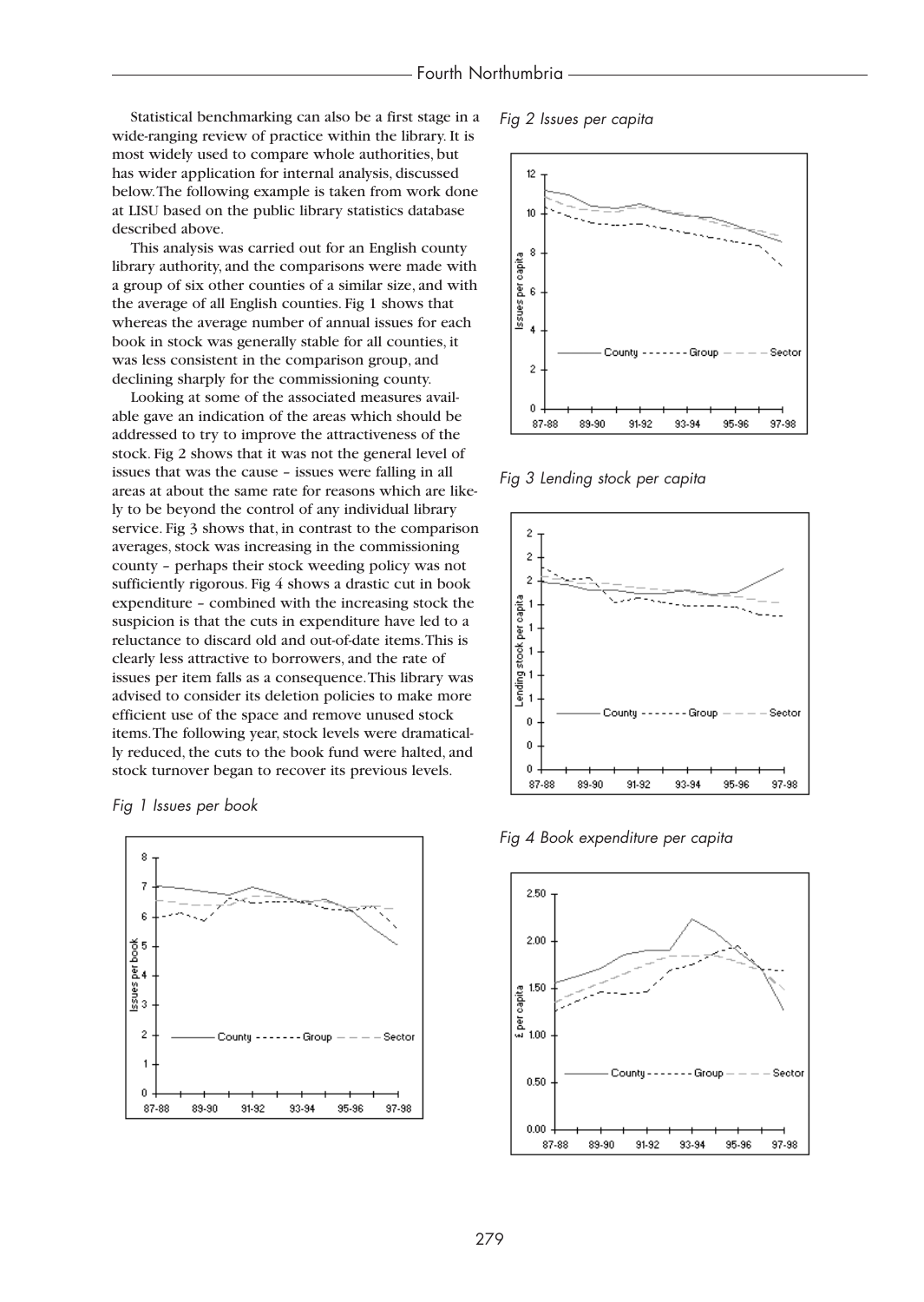Statistical benchmarking can also be a first stage in a wide-ranging review of practice within the library. It is most widely used to compare whole authorities, but has wider application for internal analysis, discussed below. The following example is taken from work done at LISU based on the public library statistics database described above.

This analysis was carried out for an English county library authority, and the comparisons were made with a group of six other counties of a similar size, and with the average of all English counties. Fig 1 shows that whereas the average number of annual issues for each book in stock was generally stable for all counties, it was less consistent in the comparison group, and declining sharply for the commissioning county.

Looking at some of the associated measures available gave an indication of the areas which should be addressed to try to improve the attractiveness of the stock. Fig 2 shows that it was not the general level of issues that was the cause – issues were falling in all areas at about the same rate for reasons which are likely to be beyond the control of any individual library service. Fig 3 shows that, in contrast to the comparison averages, stock was increasing in the commissioning county – perhaps their stock weeding policy was not sufficiently rigorous. Fig 4 shows a drastic cut in book expenditure – combined with the increasing stock the suspicion is that the cuts in expenditure have led to a reluctance to discard old and out-of-date items. This is clearly less attractive to borrowers, and the rate of issues per item falls as a consequence. This library was advised to consider its deletion policies to make more efficient use of the space and remove unused stock items. The following year, stock levels were dramatically reduced, the cuts to the book fund were halted, and stock turnover began to recover its previous levels.

*Fig 1 Issues per book*

*Fig 2 Issues per capita*

*Fig 3 Lending stock per capita*

*Fig 4 Book expenditure per capita*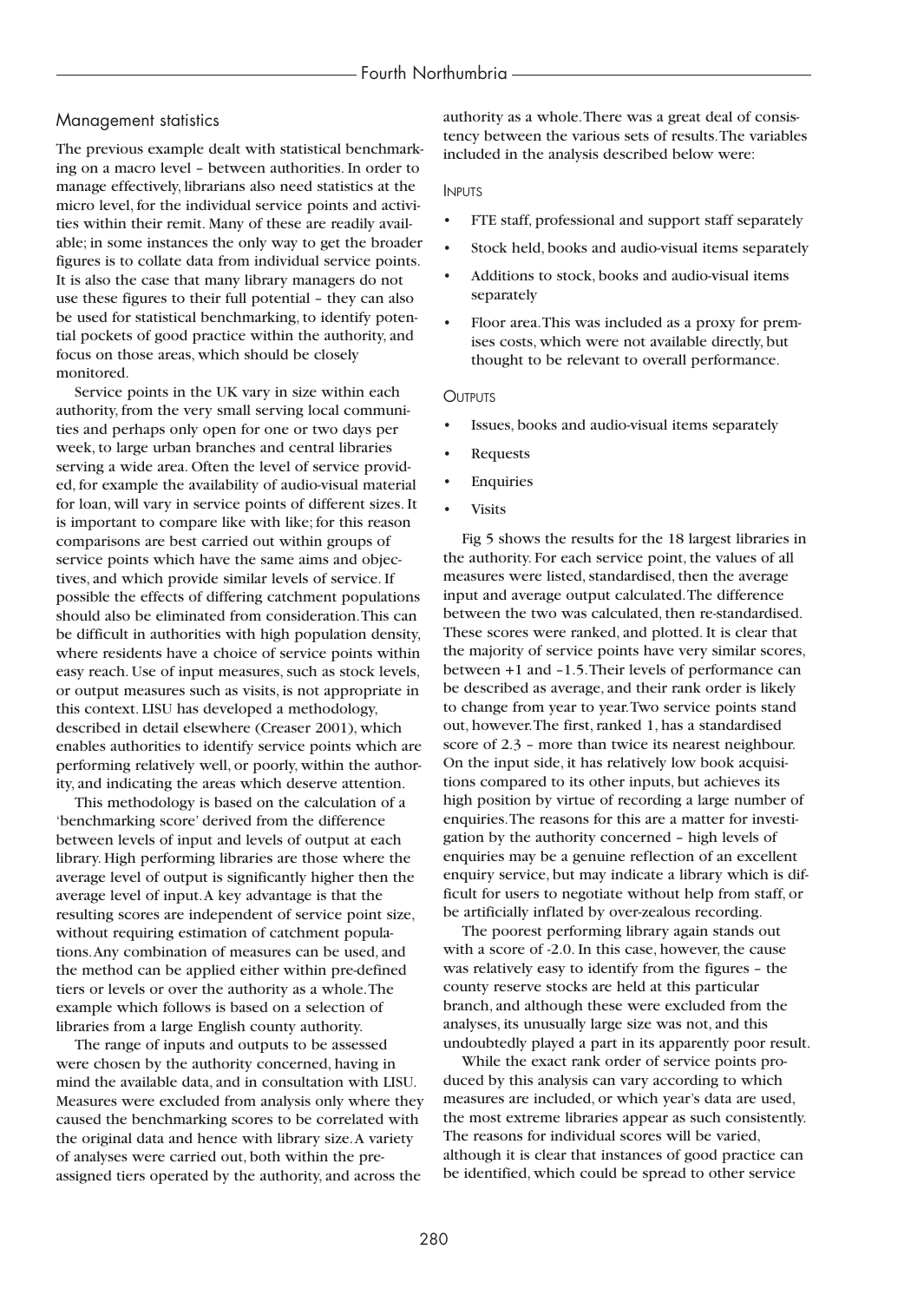## Management statistics

The previous example dealt with statistical benchmarking on a macro level – between authorities. In order to manage effectively, librarians also need statistics at the micro level, for the individual service points and activities within their remit. Many of these are readily available; in some instances the only way to get the broader figures is to collate data from individual service points. It is also the case that many library managers do not use these figures to their full potential – they can also be used for statistical benchmarking, to identify potential pockets of good practice within the authority, and focus on those areas, which should be closely monitored.

Service points in the UK vary in size within each authority, from the very small serving local communities and perhaps only open for one or two days per week, to large urban branches and central libraries serving a wide area. Often the level of service provided, for example the availability of audio-visual material for loan, will vary in service points of different sizes. It is important to compare like with like; for this reason comparisons are best carried out within groups of service points which have the same aims and objectives, and which provide similar levels of service. If possible the effects of differing catchment populations should also be eliminated from consideration. This can be difficult in authorities with high population density, where residents have a choice of service points within easy reach. Use of input measures, such as stock levels, or output measures such as visits, is not appropriate in this context. LISU has developed a methodology, described in detail elsewhere (Creaser 2001), which enables authorities to identify service points which are performing relatively well, or poorly, within the authority, and indicating the areas which deserve attention.

This methodology is based on the calculation of a 'benchmarking score' derived from the difference between levels of input and levels of output at each library. High performing libraries are those where the average level of output is significantly higher then the average level of input. A key advantage is that the resulting scores are independent of service point size, without requiring estimation of catchment populations. Any combination of measures can be used, and the method can be applied either within pre-defined tiers or levels or over the authority as a whole. The example which follows is based on a selection of libraries from a large English county authority.

The range of inputs and outputs to be assessed were chosen by the authority concerned, having in mind the available data, and in consultation with LISU. Measures were excluded from analysis only where they caused the benchmarking scores to be correlated with the original data and hence with library size. A variety of analyses were carried out, both within the pre-assigned tiers operated by the authority, and across the authority as a whole. There was a great deal of consistency between the various sets of results. The variables included in the analysis described below were:

### Inputs

- FTE staff, professional and support staff separately
- Stock held, books and audio-visual items separately
- Additions to stock, books and audio-visual items separately
- Floor area. This was included as a proxy for premises costs, which were not available directly, but thought to be relevant to overall performance.

### Outputs

- Issues, books and audio-visual items separately
- Requests
- Enquiries
- Visits

Fig 5 shows the results for the 18 largest libraries in the authority. For each service point, the values of all measures were listed, standardised, then the average input and average output calculated. The difference between the two was calculated, then re-standardised. These scores were ranked, and plotted. It is clear that the majority of service points have very similar scores, between +1 and –1.5. Their levels of performance can be described as average, and their rank order is likely to change from year to year. Two service points stand out, however. The first, ranked 1, has a standardised score of 2.3 – more than twice its nearest neighbour. On the input side, it has relatively low book acquisitions compared to its other inputs, but achieves its high position by virtue of recording a large number of enquiries. The reasons for this are a matter for investigation by the authority concerned – high levels of enquiries may be a genuine reflection of an excellent enquiry service, but may indicate a library which is difficult for users to negotiate without help from staff, or be artificially inflated by over-zealous recording.

The poorest performing library again stands out with a score of -2.0. In this case, however, the cause was relatively easy to identify from the figures – the county reserve stocks are held at this particular branch, and although these were excluded from the analyses, its unusually large size was not, and this undoubtedly played a part in its apparently poor result.

While the exact rank order of service points produced by this analysis can vary according to which measures are included, or which year's data are used, the most extreme libraries appear as such consistently. The reasons for individual scores will be varied, although it is clear that instances of good practice can be identified, which could be spread to other service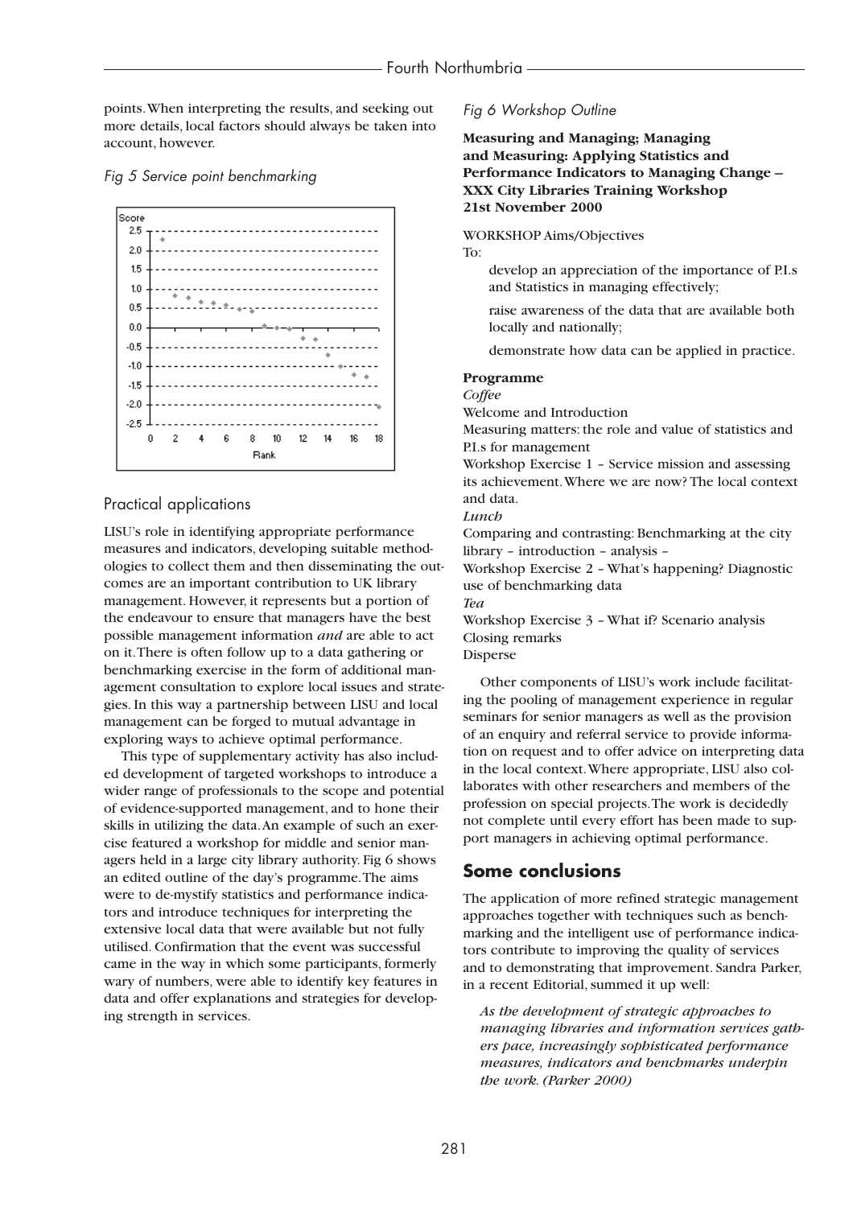points. When interpreting the results, and seeking out more details, local factors should always be taken into account, however.

*Fig 5 Service point benchmarking*

## Practical applications

LISU's role in identifying appropriate performance measures and indicators, developing suitable methodologies to collect them and then disseminating the outcomes are an important contribution to UK library management. However, it represents but a portion of the endeavour to ensure that managers have the best possible management information *and* are able to act on it. There is often follow up to a data gathering or benchmarking exercise in the form of additional management consultation to explore local issues and strategies. In this way a partnership between LISU and local management can be forged to mutual advantage in exploring ways to achieve optimal performance.

This type of supplementary activity has also included development of targeted workshops to introduce a wider range of professionals to the scope and potential of evidence-supported management, and to hone their skills in utilizing the data. An example of such an exercise featured a workshop for middle and senior managers held in a large city library authority. Fig 6 shows an edited outline of the day's programme. The aims were to de-mystify statistics and performance indicators and introduce techniques for interpreting the extensive local data that were available but not fully utilised. Confirmation that the event was successful came in the way in which some participants, formerly wary of numbers, were able to identify key features in data and offer explanations and strategies for developing strength in services.

*Fig 6 Workshop Outline*

**Measuring and Managing; Managing and Measuring: Applying Statistics and Performance Indicators to Managing Change – XXX City Libraries Training Workshop 21st November 2000**

WORKSHOP Aims/Objectives

To:

develop an appreciation of the importance of P.I.s and Statistics in managing effectively;

raise awareness of the data that are available both locally and nationally;

demonstrate how data can be applied in practice.

**Programme**

*Coffee*

Welcome and Introduction

Measuring matters: the role and value of statistics and P.I.s for management

Workshop Exercise 1 – Service mission and assessing its achievement. Where we are now? The local context and data.

*Lunch*

Comparing and contrasting: Benchmarking at the city library – introduction – analysis –

Workshop Exercise 2 – What's happening? Diagnostic use of benchmarking data

*Tea*

Workshop Exercise 3 – What if? Scenario analysis

Closing remarks

Disperse

Other components of LISU's work include facilitating the pooling of management experience in regular seminars for senior managers as well as the provision of an enquiry and referral service to provide information on request and to offer advice on interpreting data in the local context. Where appropriate, LISU also collaborates with other researchers and members of the profession on special projects. The work is decidedly not complete until every effort has been made to support managers in achieving optimal performance.

## Some conclusions

The application of more refined strategic management approaches together with techniques such as benchmarking and the intelligent use of performance indicators contribute to improving the quality of services and to demonstrating that improvement. Sandra Parker, in a recent Editorial, summed it up well:

> *As the development of strategic approaches to managing libraries and information services gathers pace, increasingly sophisticated performance measures, indicators and benchmarks underpin the work. (Parker 2000)*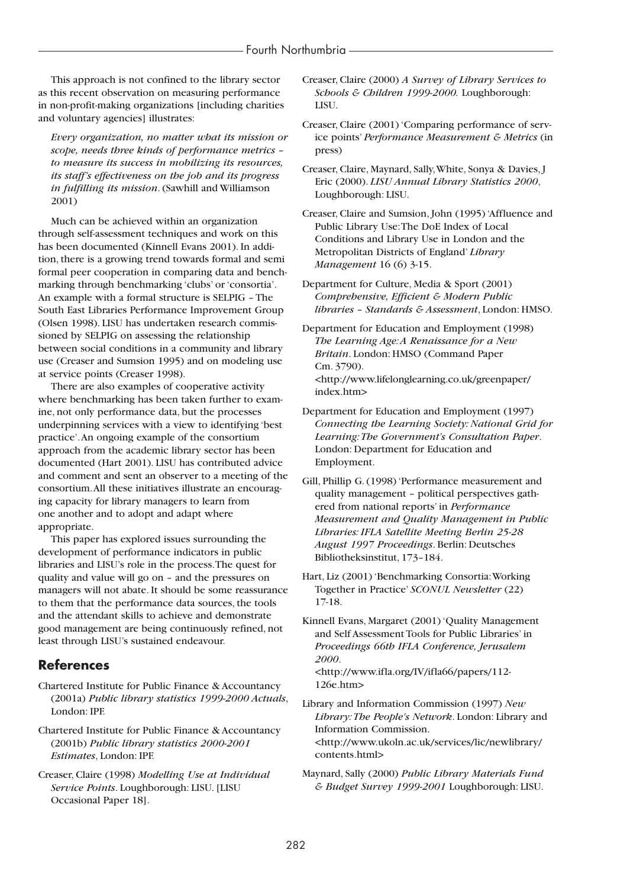This approach is not confined to the library sector as this recent observation on measuring performance in non-profit-making organizations [including charities and voluntary agencies] illustrates:

> *Every organization, no matter what its mission or scope, needs three kinds of performance metrics – to measure its success in mobilizing its resources, its staff's effectiveness on the job and its progress in fulfilling its mission*. (Sawhill and Williamson 2001)

Much can be achieved within an organization through self-assessment techniques and work on this has been documented (Kinnell Evans 2001). In addition, there is a growing trend towards formal and semi formal peer cooperation in comparing data and benchmarking through benchmarking 'clubs' or 'consortia'. An example with a formal structure is SELPIG – The South East Libraries Performance Improvement Group (Olsen 1998). LISU has undertaken research commissioned by SELPIG on assessing the relationship between social conditions in a community and library use (Creaser and Sumsion 1995) and on modeling use at service points (Creaser 1998).

There are also examples of cooperative activity where benchmarking has been taken further to examine, not only performance data, but the processes underpinning services with a view to identifying 'best practice'. An ongoing example of the consortium approach from the academic library sector has been documented (Hart 2001). LISU has contributed advice and comment and sent an observer to a meeting of the consortium. All these initiatives illustrate an encouraging capacity for library managers to learn from one another and to adopt and adapt where appropriate.

This paper has explored issues surrounding the development of performance indicators in public libraries and LISU's role in the process. The quest for quality and value will go on – and the pressures on managers will not abate. It should be some reassurance to them that the performance data sources, the tools and the attendant skills to achieve and demonstrate good management are being continuously refined, not least through LISU's sustained endeavour.

## References

Chartered Institute for Public Finance & Accountancy (2001a) *Public library statistics 1999-2000 Actuals*, London: IPF.

Chartered Institute for Public Finance & Accountancy (2001b) *Public library statistics 2000-2001 Estimates*, London: IPF.

Creaser, Claire (1998) *Modelling Use at Individual Service Points*. Loughborough: LISU. [LISU Occasional Paper 18].

Creaser, Claire (2000) *A Survey of Library Services to Schools & Children 1999-2000.* Loughborough: LISU.

Creaser, Claire (2001) 'Comparing performance of service points' *Performance Measurement & Metrics* (in press)

Creaser, Claire, Maynard, Sally, White, Sonya & Davies, J Eric (2000). *LISU Annual Library Statistics 2000*, Loughborough: LISU.

Creaser, Claire and Sumsion, John (1995) 'Affluence and Public Library Use: The DoE Index of Local Conditions and Library Use in London and the Metropolitan Districts of England' *Library Management* 16 (6) 3-15.

Department for Culture, Media & Sport (2001) *Comprehensive, Efficient & Modern Public libraries – Standards & Assessment*, London: HMSO.

Department for Education and Employment (1998) *The Learning Age: A Renaissance for a New Britain*. London: HMSO (Command Paper Cm. 3790). <http://www.lifelonglearning.co.uk/greenpaper/index.htm>

Department for Education and Employment (1997) *Connecting the Learning Society: National Grid for Learning: The Government's Consultation Paper*. London: Department for Education and Employment.

Gill, Phillip G. (1998) 'Performance measurement and quality management – political perspectives gathered from national reports' in *Performance Measurement and Quality Management in Public Libraries: IFLA Satellite Meeting Berlin 25-28 August 1997 Proceedings*. Berlin: Deutsches Bibliotheksinstitut, 173–184.

Hart, Liz (2001) 'Benchmarking Consortia: Working Together in Practice' *SCONUL Newsletter* (22) 17-18.

Kinnell Evans, Margaret (2001) 'Quality Management and Self Assessment Tools for Public Libraries' in *Proceedings 66th IFLA Conference, Jerusalem 2000*. <http://www.ifla.org/IV/ifla66/papers/112-126e.htm>

Library and Information Commission (1997) *New Library: The People's Network*. London: Library and Information Commission. <http://www.ukoln.ac.uk/services/lic/newlibrary/contents.html>

Maynard, Sally (2000) *Public Library Materials Fund & Budget Survey 1999-2001* Loughborough: LISU.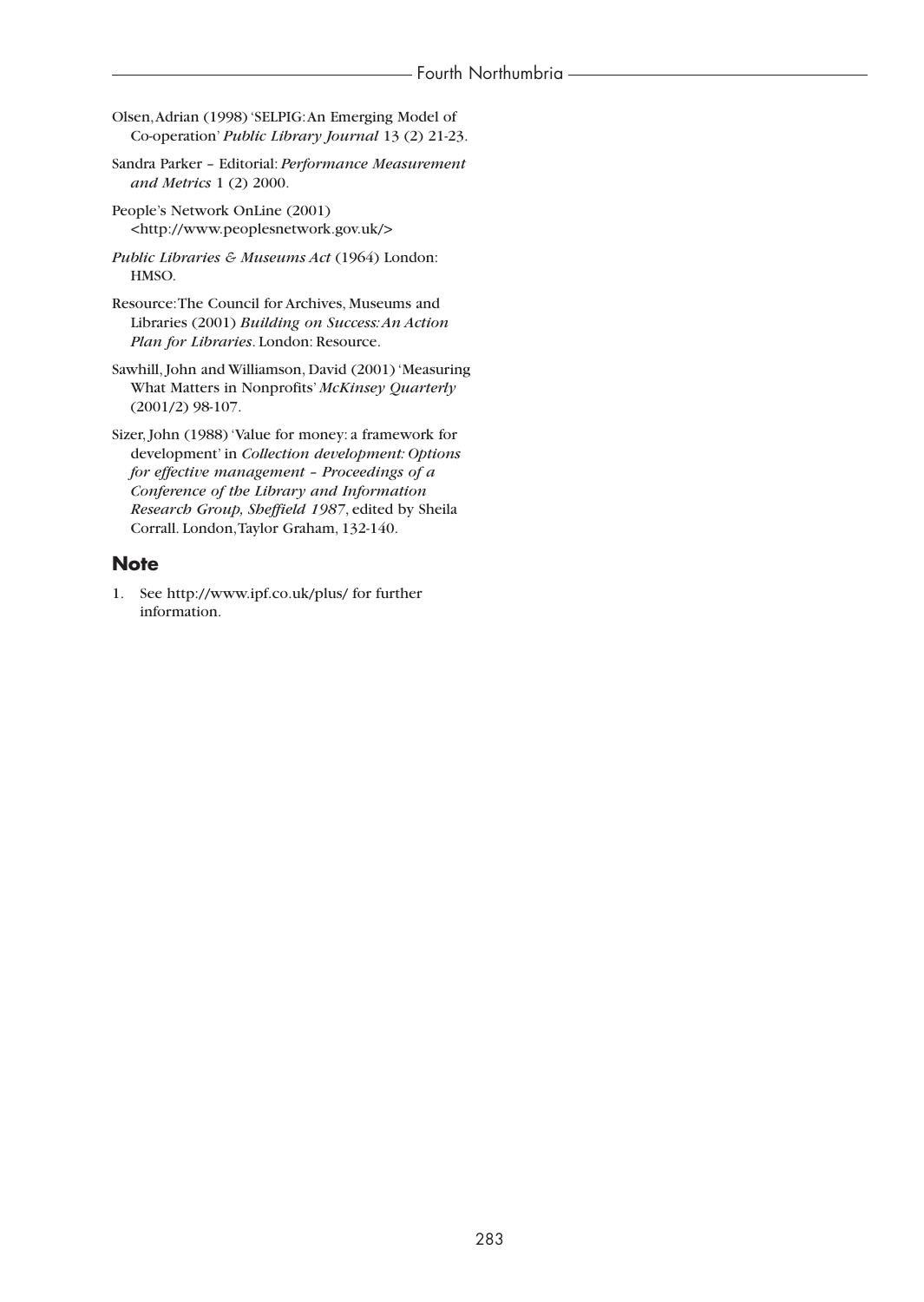Olsen, Adrian (1998) 'SELPIG: An Emerging Model of Co-operation' *Public Library Journal* 13 (2) 21-23.

Sandra Parker – Editorial: *Performance Measurement and Metrics* 1 (2) 2000.

People's Network OnLine (2001) <http://www.peoplesnetwork.gov.uk/>

*Public Libraries & Museums Act* (1964) London: HMSO.

Resource: The Council for Archives, Museums and Libraries (2001) *Building on Success: An Action Plan for Libraries*. London: Resource.

Sawhill, John and Williamson, David (2001) 'Measuring What Matters in Nonprofits' *McKinsey Quarterly* (2001/2) 98-107.

Sizer, John (1988) 'Value for money: a framework for development' in *Collection development: Options for effective management – Proceedings of a Conference of the Library and Information Research Group, Sheffield 1987*, edited by Sheila Corrall. London, Taylor Graham, 132-140.

## Note

1. See http://www.ipf.co.uk/plus/ for further information.